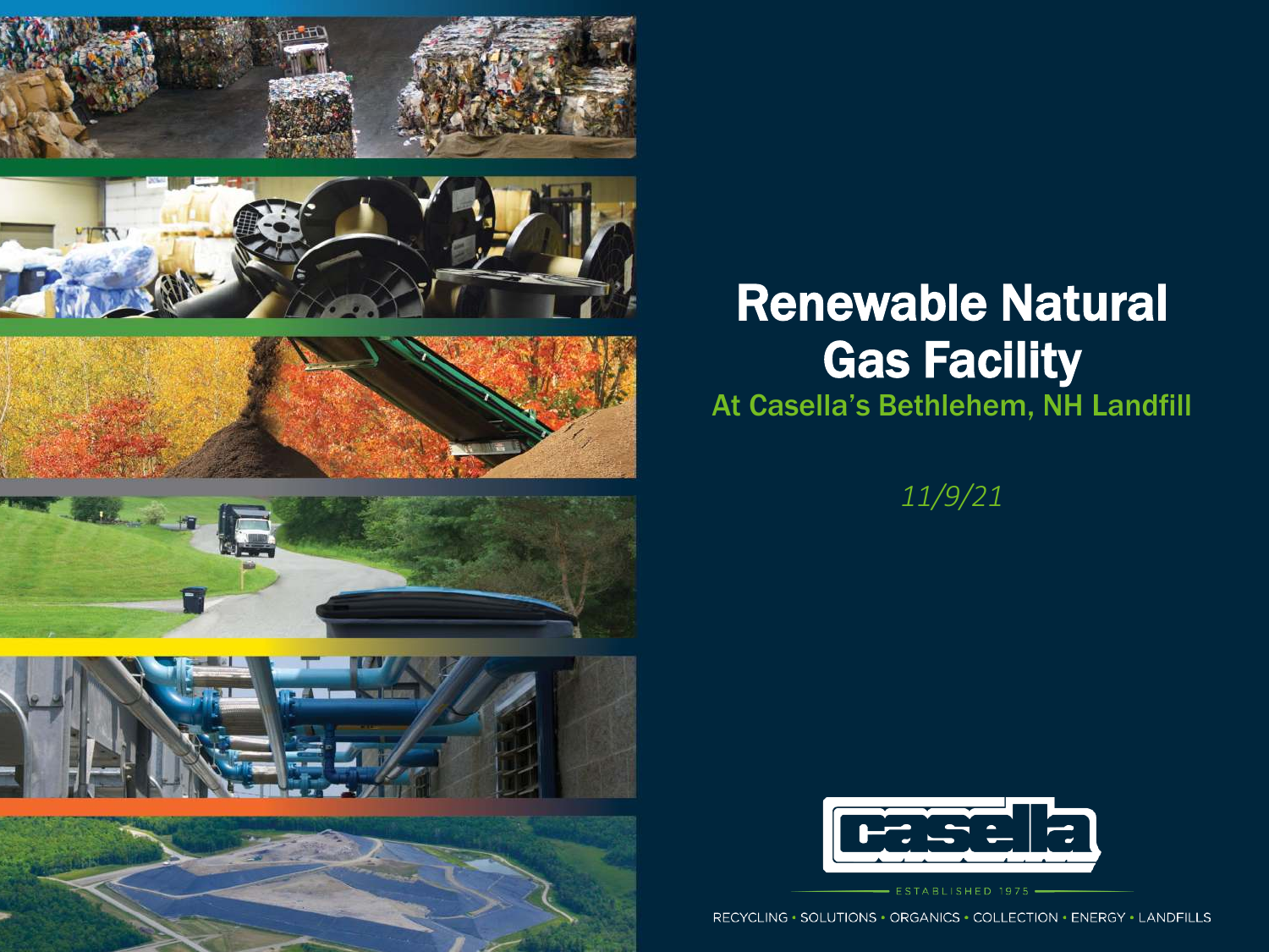# Renewable Natural Gas Facility

## At Casella's Bethlehem, NH Landfill

*11/9/21*

Casella

ESTABLISHED 1975

RECYCLING • SOLUTIONS • ORGANICS • COLLECTION • ENERGY • LANDFILLS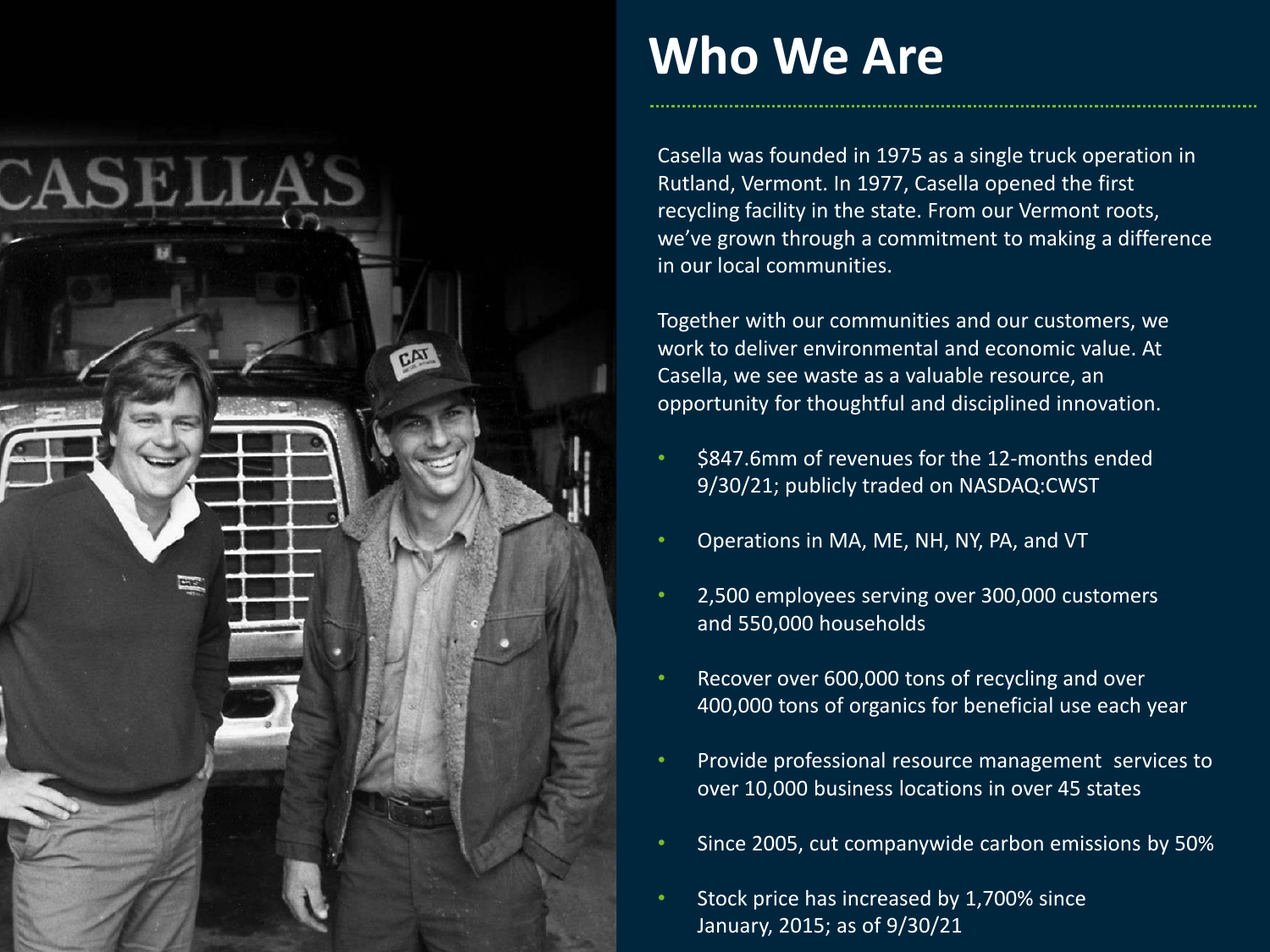# Who We Are

Casella was founded in 1975 as a single truck operation in Rutland, Vermont. In 1977, Casella opened the first recycling facility in the state. From our Vermont roots, we've grown through a commitment to making a difference in our local communities.

Together with our communities and our customers, we work to deliver environmental and economic value. At Casella, we see waste as a valuable resource, an opportunity for thoughtful and disciplined innovation.

- $847.6mm of revenues for the 12-months ended 9/30/21; publicly traded on NASDAQ:CWST
- Operations in MA, ME, NH, NY, PA, and VT
- 2,500 employees serving over 300,000 customers and 550,000 households
- Recover over 600,000 tons of recycling and over 400,000 tons of organics for beneficial use each year
- Provide professional resource management services to over 10,000 business locations in over 45 states
- Since 2005, cut companywide carbon emissions by 50%
- Stock price has increased by 1,700% since January, 2015; as of 9/30/21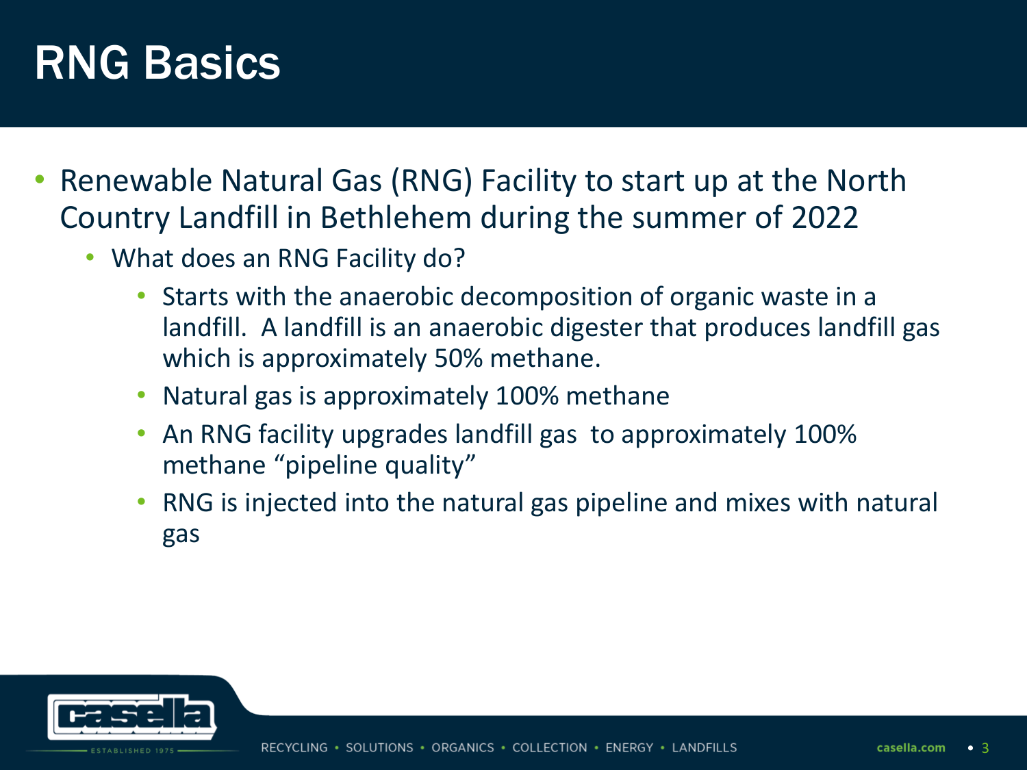# RNG Basics

- Renewable Natural Gas (RNG) Facility to start up at the North Country Landfill in Bethlehem during the summer of 2022
  - What does an RNG Facility do?
    - Starts with the anaerobic decomposition of organic waste in a landfill. A landfill is an anaerobic digester that produces landfill gas which is approximately 50% methane.
    - Natural gas is approximately 100% methane
    - An RNG facility upgrades landfill gas to approximately 100% methane "pipeline quality"
    - RNG is injected into the natural gas pipeline and mixes with natural gas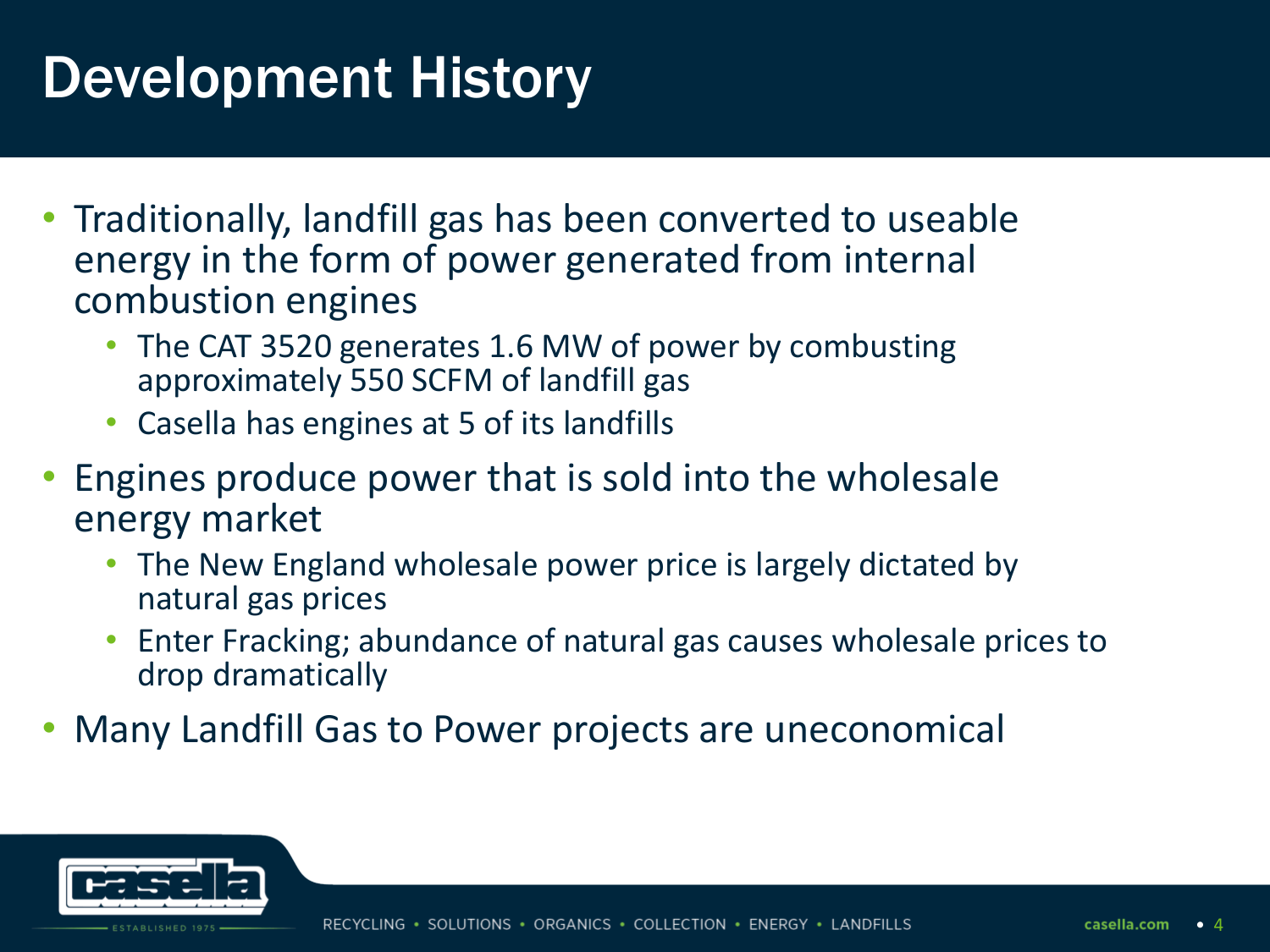# Development History

- Traditionally, landfill gas has been converted to useable energy in the form of power generated from internal combustion engines
  - The CAT 3520 generates 1.6 MW of power by combusting approximately 550 SCFM of landfill gas
  - Casella has engines at 5 of its landfills
- Engines produce power that is sold into the wholesale energy market
  - The New England wholesale power price is largely dictated by natural gas prices
  - Enter Fracking; abundance of natural gas causes wholesale prices to drop dramatically
- Many Landfill Gas to Power projects are uneconomical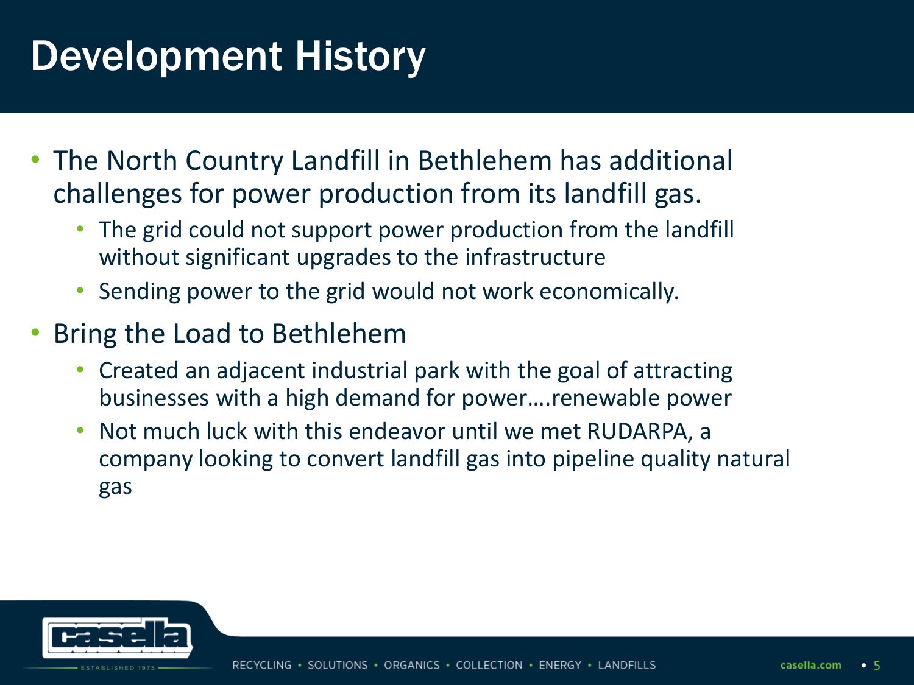# Development History

- The North Country Landfill in Bethlehem has additional challenges for power production from its landfill gas.
  - The grid could not support power production from the landfill without significant upgrades to the infrastructure
  - Sending power to the grid would not work economically.
- Bring the Load to Bethlehem
  - Created an adjacent industrial park with the goal of attracting businesses with a high demand for power….renewable power
  - Not much luck with this endeavor until we met RUDARPA, a company looking to convert landfill gas into pipeline quality natural gas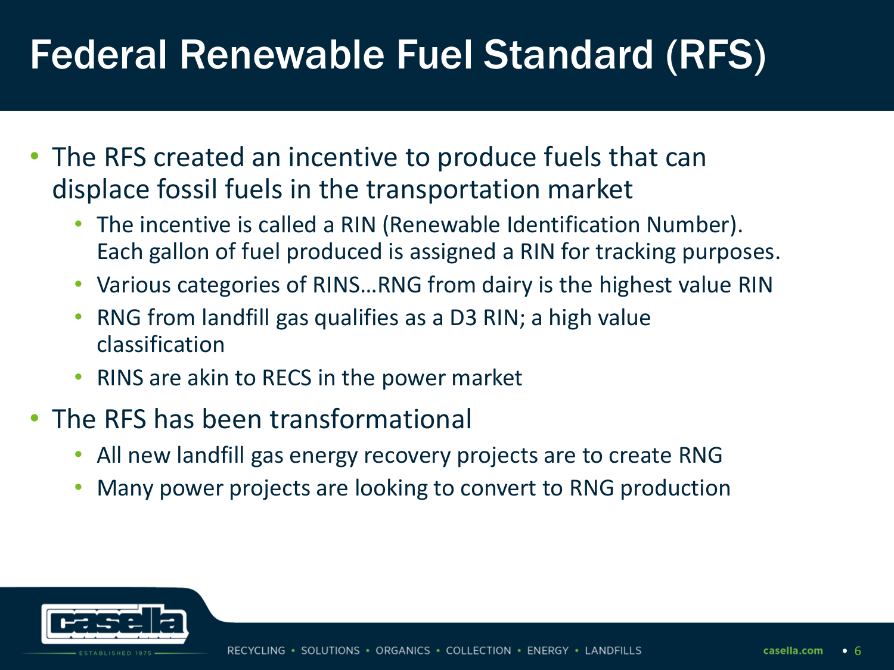# Federal Renewable Fuel Standard (RFS)

- The RFS created an incentive to produce fuels that can displace fossil fuels in the transportation market
  - The incentive is called a RIN (Renewable Identification Number). Each gallon of fuel produced is assigned a RIN for tracking purposes.
  - Various categories of RINS…RNG from dairy is the highest value RIN
  - RNG from landfill gas qualifies as a D3 RIN; a high value classification
  - RINS are akin to RECS in the power market
- The RFS has been transformational
  - All new landfill gas energy recovery projects are to create RNG
  - Many power projects are looking to convert to RNG production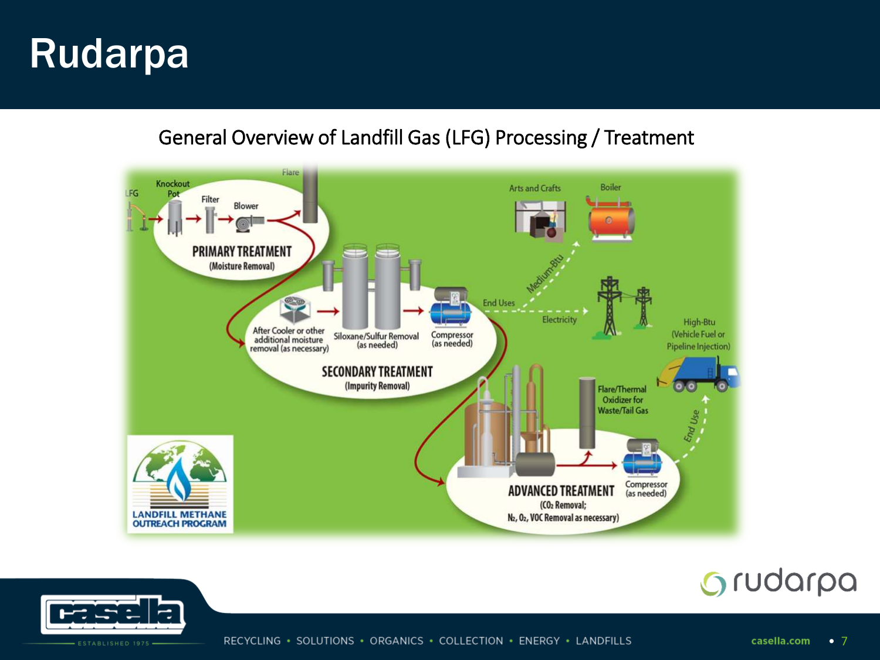# Rudarpa

## General Overview of Landfill Gas (LFG) Processing / Treatment

LFG → Knockout Pot → Filter → Blower → Flare

**PRIMARY TREATMENT**
(Moisture Removal)

After Cooler or other additional moisture removal (as necessary) → Siloxane/Sulfur Removal (as needed) → Compressor (as needed)

**SECONDARY TREATMENT**
(Impurity Removal)

End Uses: Medium-Btu (Arts and Crafts, Boiler); Electricity

**ADVANCED TREATMENT**
($CO_2$ Removal; $N_2$, $O_2$, VOC Removal as necessary)

Flare/Thermal Oxidizer for Waste/Tail Gas

Compressor (as needed)

End Use: High-Btu (Vehicle Fuel or Pipeline Injection)

LANDFILL METHANE OUTREACH PROGRAM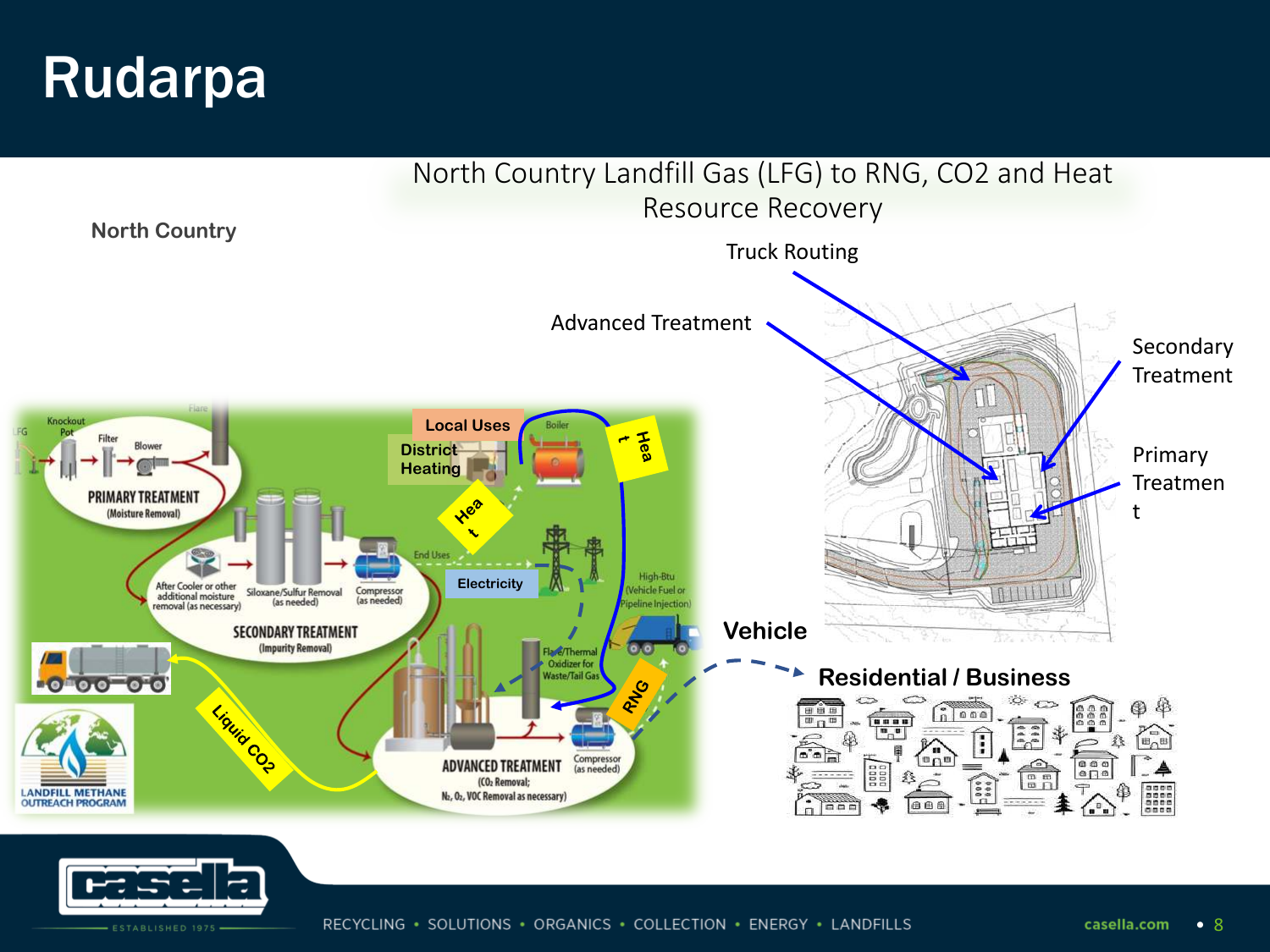# Rudarpa

## North Country Landfill Gas (LFG) to RNG, CO2 and Heat Resource Recovery

**North Country**

Truck Routing

Advanced Treatment

Secondary Treatment

Primary Treatmen t

LFG → Knockout Pot → Filter → Blower → Flare

**PRIMARY TREATMENT** (Moisture Removal)

After Cooler or other additional moisture removal (as necessary) → Siloxane/Sulfur Removal (as needed) → Compressor (as needed)

**SECONDARY TREATMENT** (Impurity Removal)

**ADVANCED TREATMENT** ($CO_2$ Removal; $N_2$, $O_2$, VOC Removal as necessary)

Flare/Thermal Oxidizer for Waste/Tail Gas

Compressor (as needed)

Local Uses

District Heating

Boiler

Heat

Heat

End Uses

Electricity

High-Btu (Vehicle Fuel or Pipeline Injection)

RNG

Liquid CO2

LANDFILL METHANE OUTREACH PROGRAM

**Vehicle**

**Residential / Business**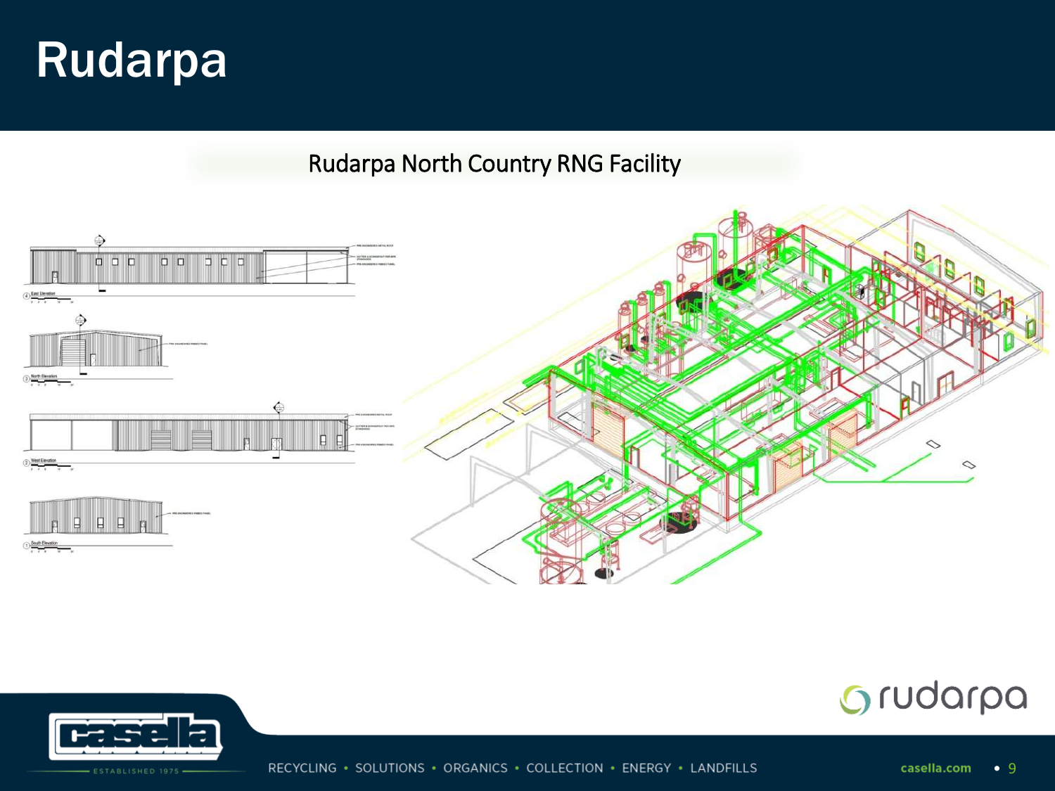# Rudarpa

Rudarpa North Country RNG Facility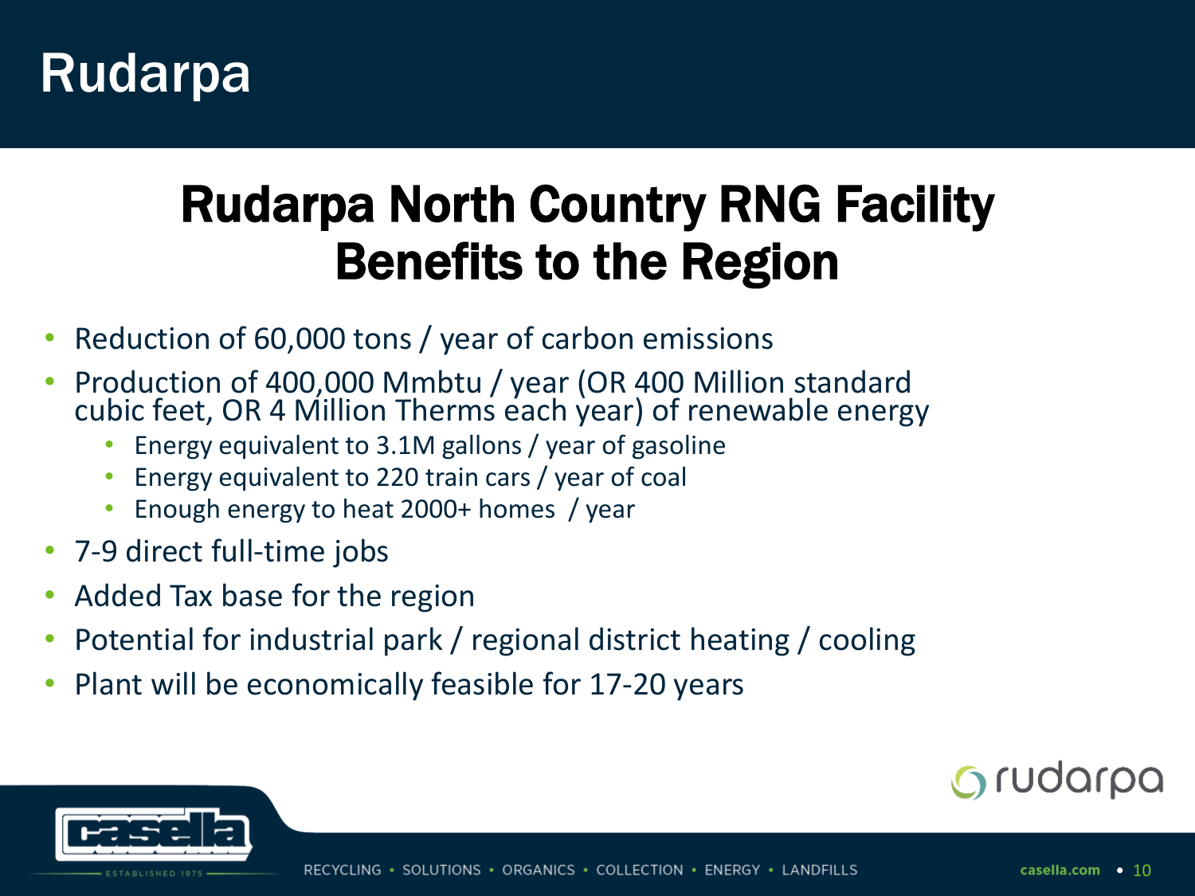# Rudarpa

## Rudarpa North Country RNG Facility Benefits to the Region

- Reduction of 60,000 tons / year of carbon emissions
- Production of 400,000 Mmbtu / year (OR 400 Million standard cubic feet, OR 4 Million Therms each year) of renewable energy
  - Energy equivalent to 3.1M gallons / year of gasoline
  - Energy equivalent to 220 train cars / year of coal
  - Enough energy to heat 2000+ homes / year
- 7-9 direct full-time jobs
- Added Tax base for the region
- Potential for industrial park / regional district heating / cooling
- Plant will be economically feasible for 17-20 years

rudarpa

casella ESTABLISHED 1975

RECYCLING • SOLUTIONS • ORGANICS • COLLECTION • ENERGY • LANDFILLS

casella.com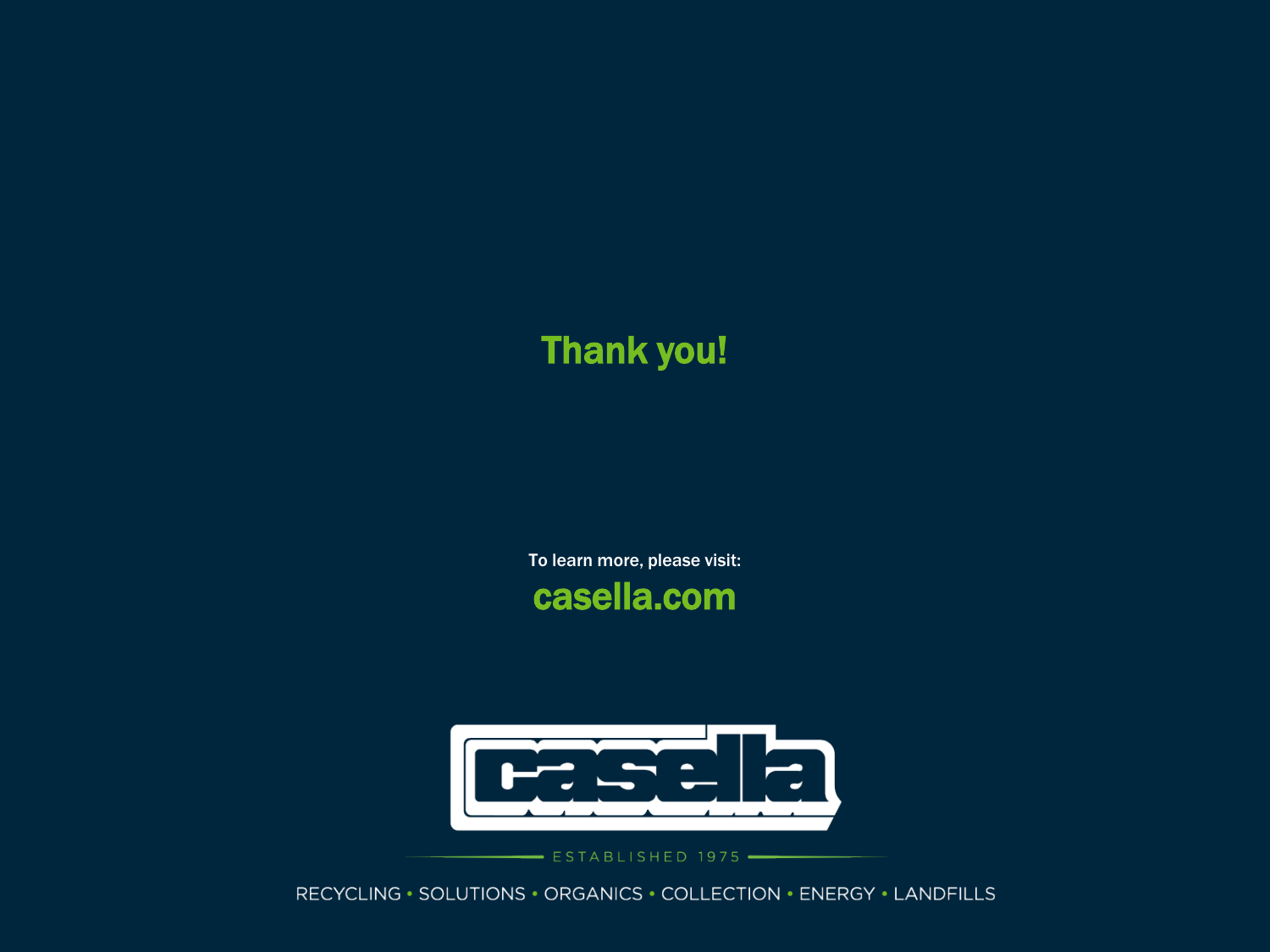# Thank you!

To learn more, please visit:

**casella.com**

casella

ESTABLISHED 1975

RECYCLING • SOLUTIONS • ORGANICS • COLLECTION • ENERGY • LANDFILLS